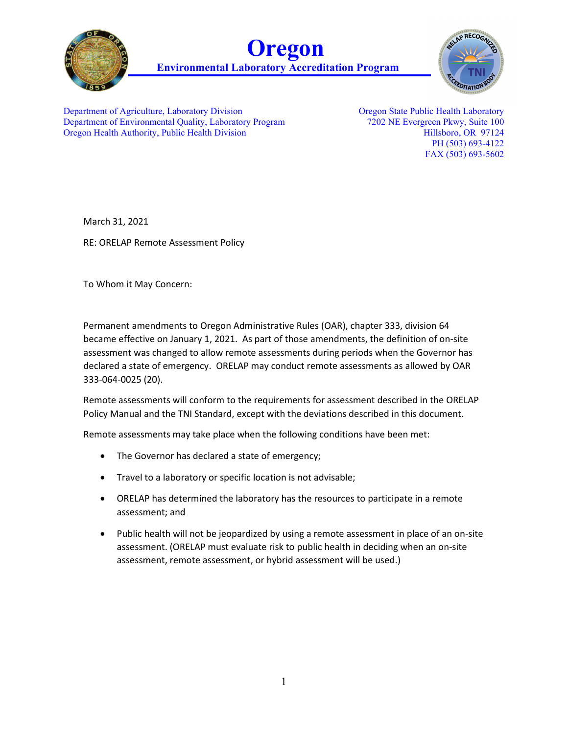# Oregon

## Environmental Laboratory Accreditation Program

Department of Agriculture, Laboratory Division
Department of Environmental Quality, Laboratory Program
Oregon Health Authority, Public Health Division

Oregon State Public Health Laboratory
7202 NE Evergreen Pkwy, Suite 100
Hillsboro, OR 97124
PH (503) 693-4122
FAX (503) 693-5602

March 31, 2021

RE: ORELAP Remote Assessment Policy

To Whom it May Concern:

Permanent amendments to Oregon Administrative Rules (OAR), chapter 333, division 64 became effective on January 1, 2021. As part of those amendments, the definition of on-site assessment was changed to allow remote assessments during periods when the Governor has declared a state of emergency. ORELAP may conduct remote assessments as allowed by OAR 333-064-0025 (20).

Remote assessments will conform to the requirements for assessment described in the ORELAP Policy Manual and the TNI Standard, except with the deviations described in this document.

Remote assessments may take place when the following conditions have been met:

- The Governor has declared a state of emergency;
- Travel to a laboratory or specific location is not advisable;
- ORELAP has determined the laboratory has the resources to participate in a remote assessment; and
- Public health will not be jeopardized by using a remote assessment in place of an on-site assessment. (ORELAP must evaluate risk to public health in deciding when an on-site assessment, remote assessment, or hybrid assessment will be used.)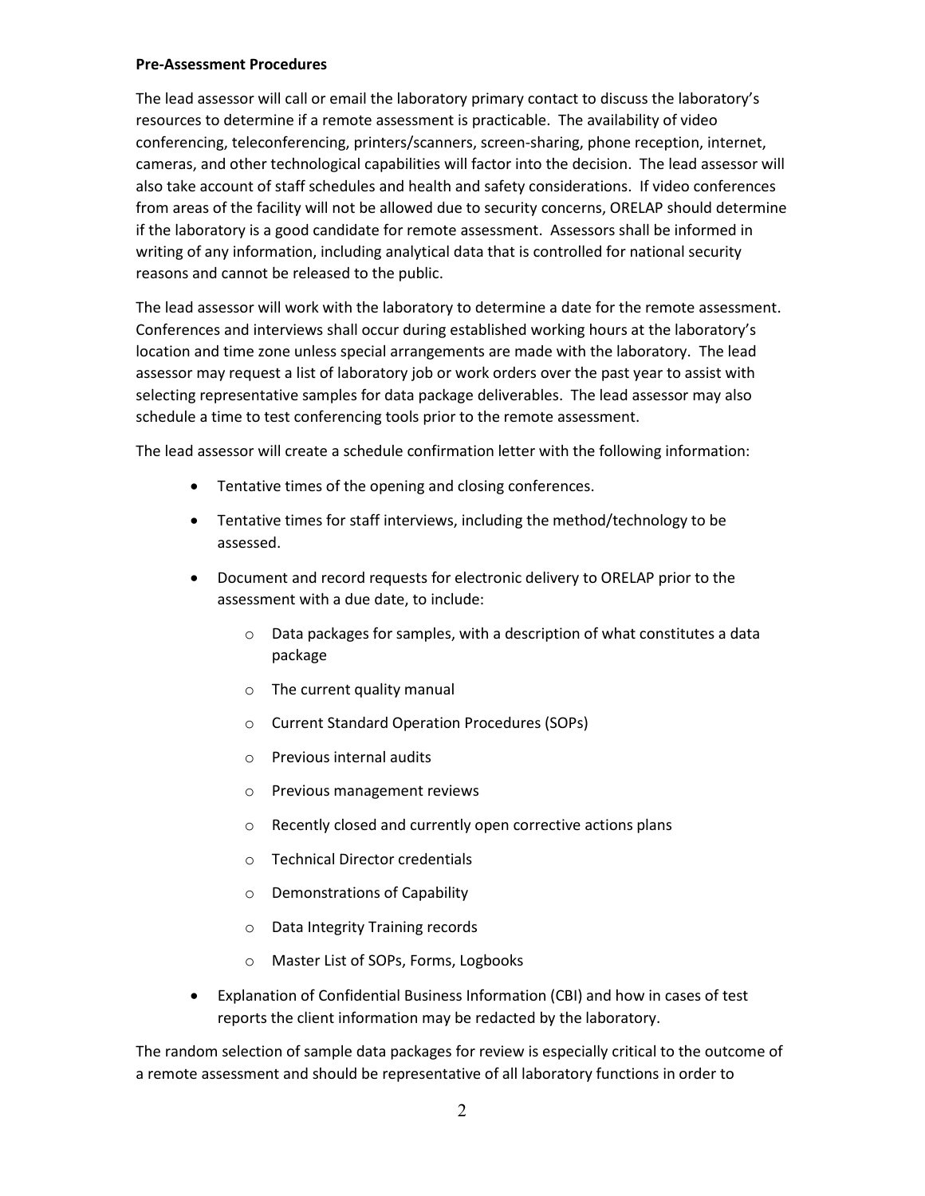**Pre-Assessment Procedures**

The lead assessor will call or email the laboratory primary contact to discuss the laboratory's resources to determine if a remote assessment is practicable. The availability of video conferencing, teleconferencing, printers/scanners, screen-sharing, phone reception, internet, cameras, and other technological capabilities will factor into the decision. The lead assessor will also take account of staff schedules and health and safety considerations. If video conferences from areas of the facility will not be allowed due to security concerns, ORELAP should determine if the laboratory is a good candidate for remote assessment. Assessors shall be informed in writing of any information, including analytical data that is controlled for national security reasons and cannot be released to the public.

The lead assessor will work with the laboratory to determine a date for the remote assessment. Conferences and interviews shall occur during established working hours at the laboratory's location and time zone unless special arrangements are made with the laboratory. The lead assessor may request a list of laboratory job or work orders over the past year to assist with selecting representative samples for data package deliverables. The lead assessor may also schedule a time to test conferencing tools prior to the remote assessment.

The lead assessor will create a schedule confirmation letter with the following information:

- Tentative times of the opening and closing conferences.
- Tentative times for staff interviews, including the method/technology to be assessed.
- Document and record requests for electronic delivery to ORELAP prior to the assessment with a due date, to include:
  - Data packages for samples, with a description of what constitutes a data package
  - The current quality manual
  - Current Standard Operation Procedures (SOPs)
  - Previous internal audits
  - Previous management reviews
  - Recently closed and currently open corrective actions plans
  - Technical Director credentials
  - Demonstrations of Capability
  - Data Integrity Training records
  - Master List of SOPs, Forms, Logbooks
- Explanation of Confidential Business Information (CBI) and how in cases of test reports the client information may be redacted by the laboratory.

The random selection of sample data packages for review is especially critical to the outcome of a remote assessment and should be representative of all laboratory functions in order to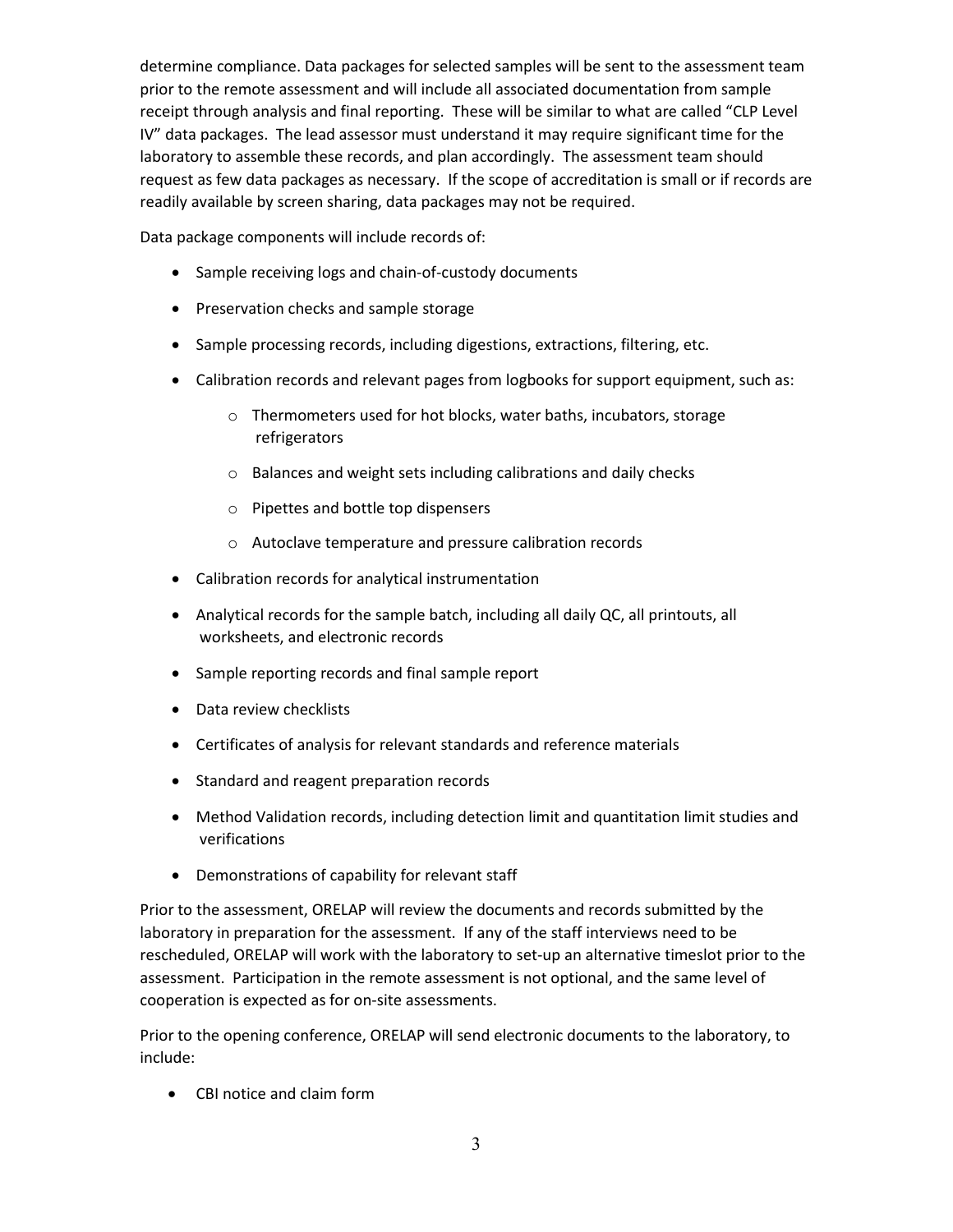determine compliance. Data packages for selected samples will be sent to the assessment team prior to the remote assessment and will include all associated documentation from sample receipt through analysis and final reporting. These will be similar to what are called "CLP Level IV" data packages. The lead assessor must understand it may require significant time for the laboratory to assemble these records, and plan accordingly. The assessment team should request as few data packages as necessary. If the scope of accreditation is small or if records are readily available by screen sharing, data packages may not be required.

Data package components will include records of:

- Sample receiving logs and chain-of-custody documents
- Preservation checks and sample storage
- Sample processing records, including digestions, extractions, filtering, etc.
- Calibration records and relevant pages from logbooks for support equipment, such as:
    - Thermometers used for hot blocks, water baths, incubators, storage refrigerators
    - Balances and weight sets including calibrations and daily checks
    - Pipettes and bottle top dispensers
    - Autoclave temperature and pressure calibration records
- Calibration records for analytical instrumentation
- Analytical records for the sample batch, including all daily QC, all printouts, all worksheets, and electronic records
- Sample reporting records and final sample report
- Data review checklists
- Certificates of analysis for relevant standards and reference materials
- Standard and reagent preparation records
- Method Validation records, including detection limit and quantitation limit studies and verifications
- Demonstrations of capability for relevant staff

Prior to the assessment, ORELAP will review the documents and records submitted by the laboratory in preparation for the assessment. If any of the staff interviews need to be rescheduled, ORELAP will work with the laboratory to set-up an alternative timeslot prior to the assessment. Participation in the remote assessment is not optional, and the same level of cooperation is expected as for on-site assessments.

Prior to the opening conference, ORELAP will send electronic documents to the laboratory, to include:

- CBI notice and claim form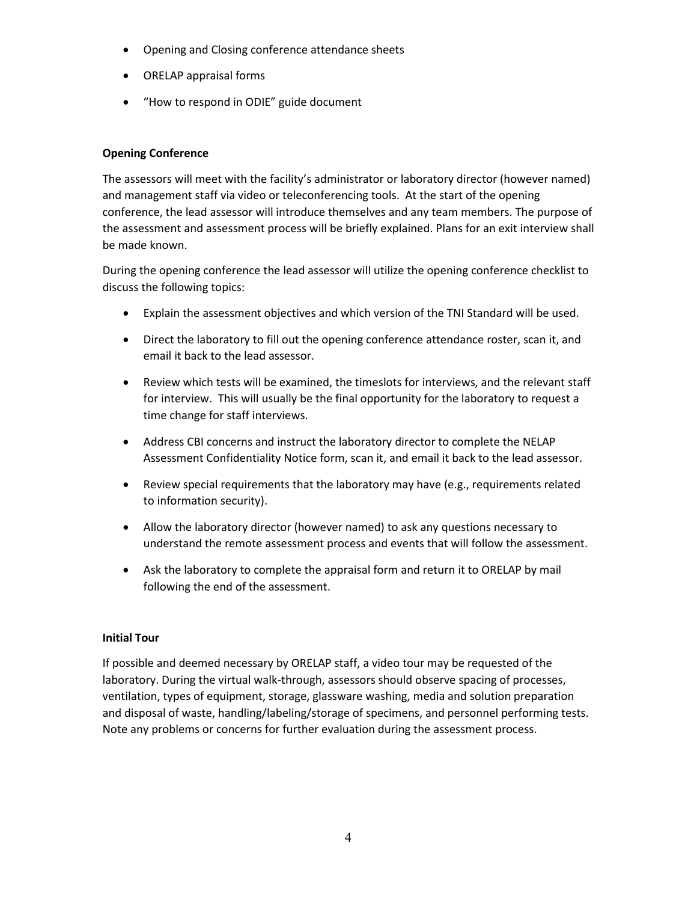- Opening and Closing conference attendance sheets
- ORELAP appraisal forms
- "How to respond in ODIE" guide document

**Opening Conference**

The assessors will meet with the facility's administrator or laboratory director (however named) and management staff via video or teleconferencing tools. At the start of the opening conference, the lead assessor will introduce themselves and any team members. The purpose of the assessment and assessment process will be briefly explained. Plans for an exit interview shall be made known.

During the opening conference the lead assessor will utilize the opening conference checklist to discuss the following topics:

- Explain the assessment objectives and which version of the TNI Standard will be used.
- Direct the laboratory to fill out the opening conference attendance roster, scan it, and email it back to the lead assessor.
- Review which tests will be examined, the timeslots for interviews, and the relevant staff for interview. This will usually be the final opportunity for the laboratory to request a time change for staff interviews.
- Address CBI concerns and instruct the laboratory director to complete the NELAP Assessment Confidentiality Notice form, scan it, and email it back to the lead assessor.
- Review special requirements that the laboratory may have (e.g., requirements related to information security).
- Allow the laboratory director (however named) to ask any questions necessary to understand the remote assessment process and events that will follow the assessment.
- Ask the laboratory to complete the appraisal form and return it to ORELAP by mail following the end of the assessment.

**Initial Tour**

If possible and deemed necessary by ORELAP staff, a video tour may be requested of the laboratory. During the virtual walk-through, assessors should observe spacing of processes, ventilation, types of equipment, storage, glassware washing, media and solution preparation and disposal of waste, handling/labeling/storage of specimens, and personnel performing tests. Note any problems or concerns for further evaluation during the assessment process.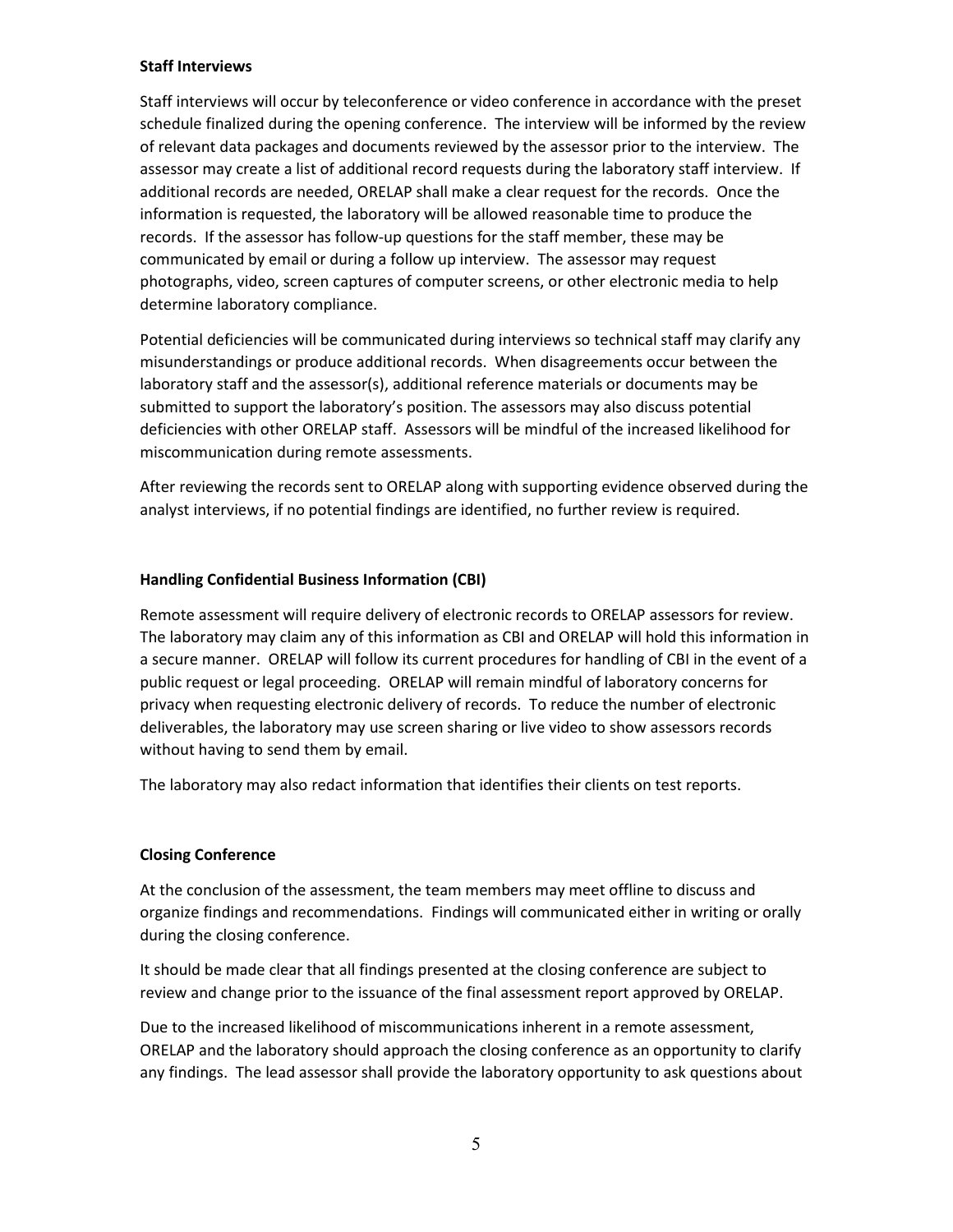**Staff Interviews**

Staff interviews will occur by teleconference or video conference in accordance with the preset schedule finalized during the opening conference. The interview will be informed by the review of relevant data packages and documents reviewed by the assessor prior to the interview. The assessor may create a list of additional record requests during the laboratory staff interview. If additional records are needed, ORELAP shall make a clear request for the records. Once the information is requested, the laboratory will be allowed reasonable time to produce the records. If the assessor has follow-up questions for the staff member, these may be communicated by email or during a follow up interview. The assessor may request photographs, video, screen captures of computer screens, or other electronic media to help determine laboratory compliance.

Potential deficiencies will be communicated during interviews so technical staff may clarify any misunderstandings or produce additional records. When disagreements occur between the laboratory staff and the assessor(s), additional reference materials or documents may be submitted to support the laboratory's position. The assessors may also discuss potential deficiencies with other ORELAP staff. Assessors will be mindful of the increased likelihood for miscommunication during remote assessments.

After reviewing the records sent to ORELAP along with supporting evidence observed during the analyst interviews, if no potential findings are identified, no further review is required.

**Handling Confidential Business Information (CBI)**

Remote assessment will require delivery of electronic records to ORELAP assessors for review. The laboratory may claim any of this information as CBI and ORELAP will hold this information in a secure manner. ORELAP will follow its current procedures for handling of CBI in the event of a public request or legal proceeding. ORELAP will remain mindful of laboratory concerns for privacy when requesting electronic delivery of records. To reduce the number of electronic deliverables, the laboratory may use screen sharing or live video to show assessors records without having to send them by email.

The laboratory may also redact information that identifies their clients on test reports.

**Closing Conference**

At the conclusion of the assessment, the team members may meet offline to discuss and organize findings and recommendations. Findings will communicated either in writing or orally during the closing conference.

It should be made clear that all findings presented at the closing conference are subject to review and change prior to the issuance of the final assessment report approved by ORELAP.

Due to the increased likelihood of miscommunications inherent in a remote assessment, ORELAP and the laboratory should approach the closing conference as an opportunity to clarify any findings. The lead assessor shall provide the laboratory opportunity to ask questions about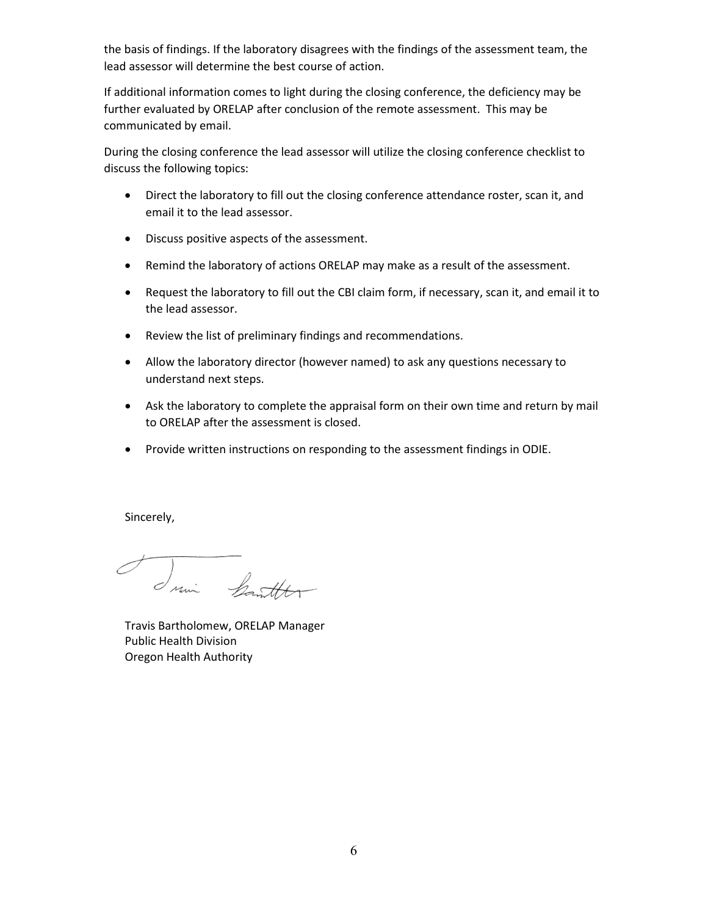the basis of findings. If the laboratory disagrees with the findings of the assessment team, the lead assessor will determine the best course of action.

If additional information comes to light during the closing conference, the deficiency may be further evaluated by ORELAP after conclusion of the remote assessment. This may be communicated by email.

During the closing conference the lead assessor will utilize the closing conference checklist to discuss the following topics:

- Direct the laboratory to fill out the closing conference attendance roster, scan it, and email it to the lead assessor.
- Discuss positive aspects of the assessment.
- Remind the laboratory of actions ORELAP may make as a result of the assessment.
- Request the laboratory to fill out the CBI claim form, if necessary, scan it, and email it to the lead assessor.
- Review the list of preliminary findings and recommendations.
- Allow the laboratory director (however named) to ask any questions necessary to understand next steps.
- Ask the laboratory to complete the appraisal form on their own time and return by mail to ORELAP after the assessment is closed.
- Provide written instructions on responding to the assessment findings in ODIE.

Sincerely,

Travis Bartholomew, ORELAP Manager
Public Health Division
Oregon Health Authority